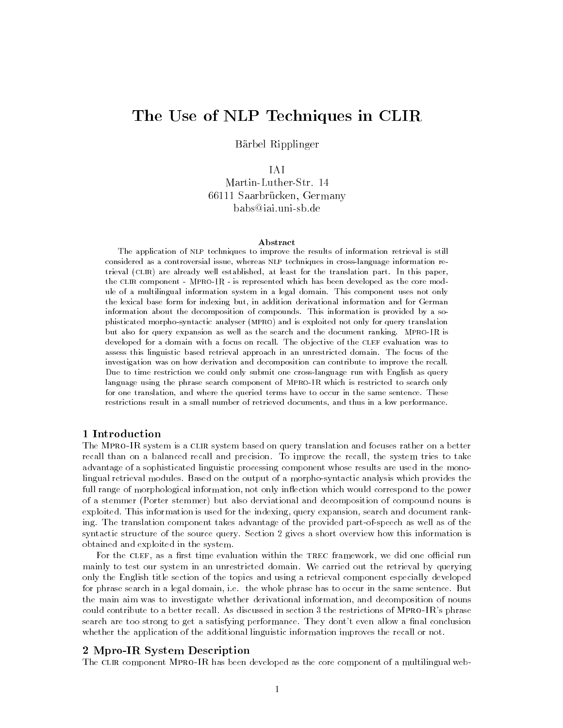# The Use of NLP Techniques in CLIR

Bärbel Ripplinger

IAI
Martin-Luther-Str. 14
66111 Saarbrücken, Germany
babs@iai.uni-sb.de

### Abstract

The application of NLP techniques to improve the results of information retrieval is still considered as a controversial issue, whereas NLP techniques in cross-language information retrieval (CLIR) are already well established, at least for the translation part. In this paper, the CLIR component - MPRO-IR - is represented which has been developed as the core module of a multilingual information system in a legal domain. This component uses not only the lexical base form for indexing but, in addition derivational information and for German information about the decomposition of compounds. This information is provided by a sophisticated morpho-syntactic analyser (MPRO) and is exploited not only for query translation but also for query expansion as well as the search and the document ranking. MPRO-IR is developed for a domain with a focus on recall. The objective of the CLEF evaluation was to assess this linguistic based retrieval approach in an unrestricted domain. The focus of the investigation was on how derivation and decomposition can contribute to improve the recall. Due to time restriction we could only submit one cross-language run with English as query language using the phrase search component of MPRO-IR which is restricted to search only for one translation, and where the queried terms have to occur in the same sentence. These restrictions result in a small number of retrieved documents, and thus in a low performance.

## 1 Introduction

The MPRO-IR system is a CLIR system based on query translation and focuses rather on a better recall than on a balanced recall and precision. To improve the recall, the system tries to take advantage of a sophisticated linguistic processing component whose results are used in the monolingual retrieval modules. Based on the output of a morpho-syntactic analysis which provides the full range of morphological information, not only inflection which would correspond to the power of a stemmer (Porter stemmer) but also derviational and decomposition of compound nouns is exploited. This information is used for the indexing, query expansion, search and document ranking. The translation component takes advantage of the provided part-of-speech as well as of the syntactic structure of the source query. Section 2 gives a short overview how this information is obtained and exploited in the system.

For the CLEF, as a first time evaluation within the TREC framework, we did one official run mainly to test our system in an unrestricted domain. We carried out the retrieval by querying only the English title section of the topics and using a retrieval component especially developed for phrase search in a legal domain, i.e. the whole phrase has to occur in the same sentence. But the main aim was to investigate whether derivational information, and decomposition of nouns could contribute to a better recall. As discussed in section 3 the restrictions of MPRO-IR's phrase search are too strong to get a satisfying performance. They dont't even allow a final conclusion whether the application of the additional linguistic information improves the recall or not.

## 2 Mpro-IR System Description

The CLIR component MPRO-IR has been developed as the core component of a multilingual web-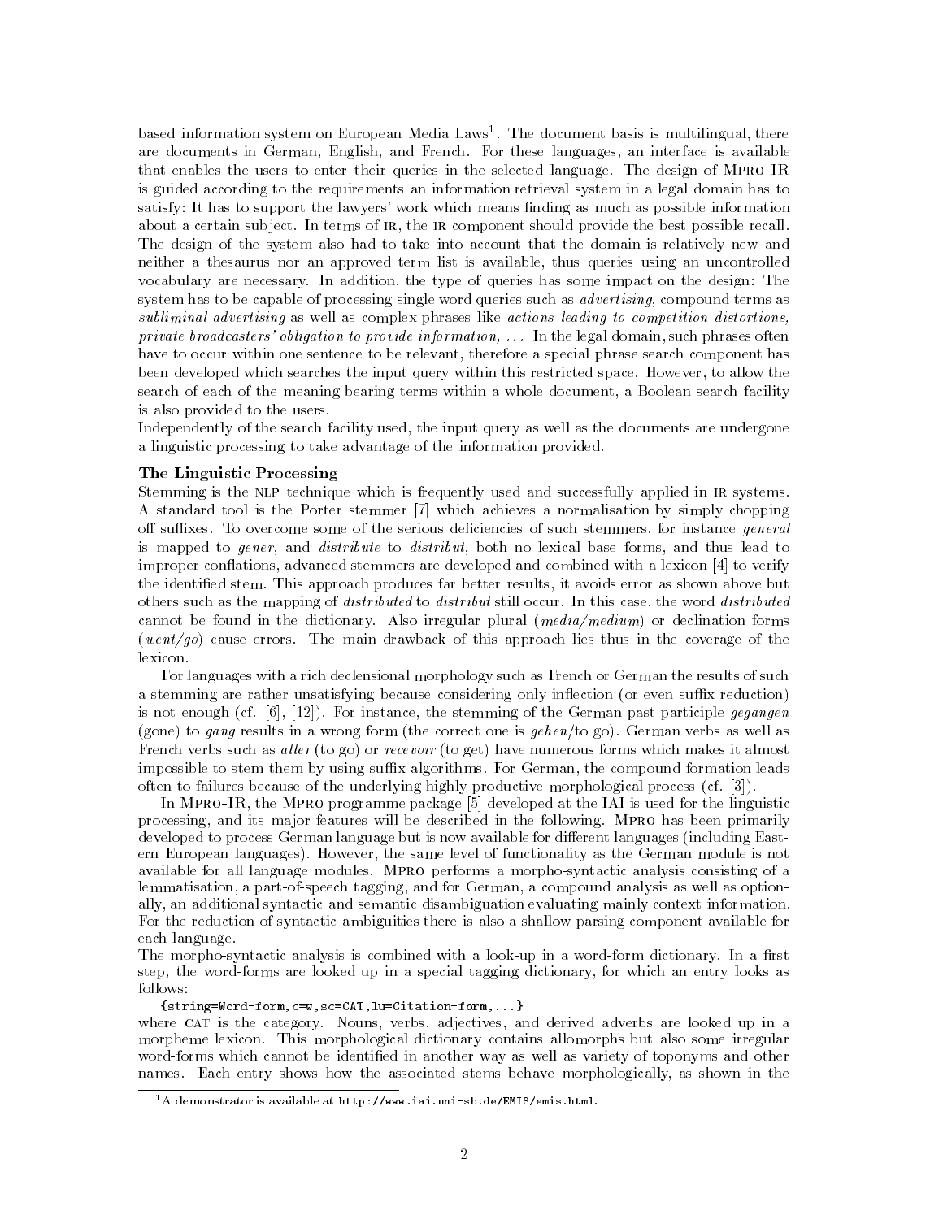based information system on European Media Laws[1]. The document basis is multilingual, there are documents in German, English, and French. For these languages, an interface is available that enables the users to enter their queries in the selected language. The design of MPRO-IR is guided according to the requirements an information retrieval system in a legal domain has to satisfy: It has to support the lawyers' work which means finding as much as possible information about a certain subject. In terms of IR, the IR component should provide the best possible recall. The design of the system also had to take into account that the domain is relatively new and neither a thesaurus nor an approved term list is available, thus queries using an uncontrolled vocabulary are necessary. In addition, the type of queries has some impact on the design: The system has to be capable of processing single word queries such as *advertising*, compound terms as *subliminal advertising* as well as complex phrases like *actions leading to competition distortions, private broadcasters' obligation to provide information, ...* In the legal domain, such phrases often have to occur within one sentence to be relevant, therefore a special phrase search component has been developed which searches the input query within this restricted space. However, to allow the search of each of the meaning bearing terms within a whole document, a Boolean search facility is also provided to the users.

Independently of the search facility used, the input query as well as the documents are undergone a linguistic processing to take advantage of the information provided.

**The Linguistic Processing**

Stemming is the NLP technique which is frequently used and successfully applied in IR systems. A standard tool is the Porter stemmer [7] which achieves a normalisation by simply chopping off suffixes. To overcome some of the serious deficiencies of such stemmers, for instance *general* is mapped to *gener*, and *distribute* to *distribut*, both no lexical base forms, and thus lead to improper conflations, advanced stemmers are developed and combined with a lexicon [4] to verify the identified stem. This approach produces far better results, it avoids error as shown above but others such as the mapping of *distributed* to *distribut* still occur. In this case, the word *distributed* cannot be found in the dictionary. Also irregular plural (*media/medium*) or declination forms (*went/go*) cause errors. The main drawback of this approach lies thus in the coverage of the lexicon.

For languages with a rich declensional morphology such as French or German the results of such a stemming are rather unsatisfying because considering only inflection (or even suffix reduction) is not enough (cf. [6], [12]). For instance, the stemming of the German past participle *gegangen* (gone) to *gang* results in a wrong form (the correct one is *gehen*/to go). German verbs as well as French verbs such as *aller* (to go) or *recevoir* (to get) have numerous forms which makes it almost impossible to stem them by using suffix algorithms. For German, the compound formation leads often to failures because of the underlying highly productive morphological process (cf. [3]).

In MPRO-IR, the MPRO programme package [5] developed at the IAI is used for the linguistic processing, and its major features will be described in the following. MPRO has been primarily developed to process German language but is now available for different languages (including Eastern European languages). However, the same level of functionality as the German module is not available for all language modules. MPRO performs a morpho-syntactic analysis consisting of a lemmatisation, a part-of-speech tagging, and for German, a compound analysis as well as optionally, an additional syntactic and semantic disambiguation evaluating mainly context information. For the reduction of syntactic ambiguities there is also a shallow parsing component available for each language.

The morpho-syntactic analysis is combined with a look-up in a word-form dictionary. In a first step, the word-forms are looked up in a special tagging dictionary, for which an entry looks as follows:

```
{string=Word-form,c=w,sc=CAT,lu=Citation-form,...}
```

where CAT is the category. Nouns, verbs, adjectives, and derived adverbs are looked up in a morpheme lexicon. This morphological dictionary contains allomorphs but also some irregular word-forms which cannot be identified in another way as well as variety of toponyms and other names. Each entry shows how the associated stems behave morphologically, as shown in the

[1] A demonstrator is available at http://www.iai.uni-sb.de/EMIS/emis.html.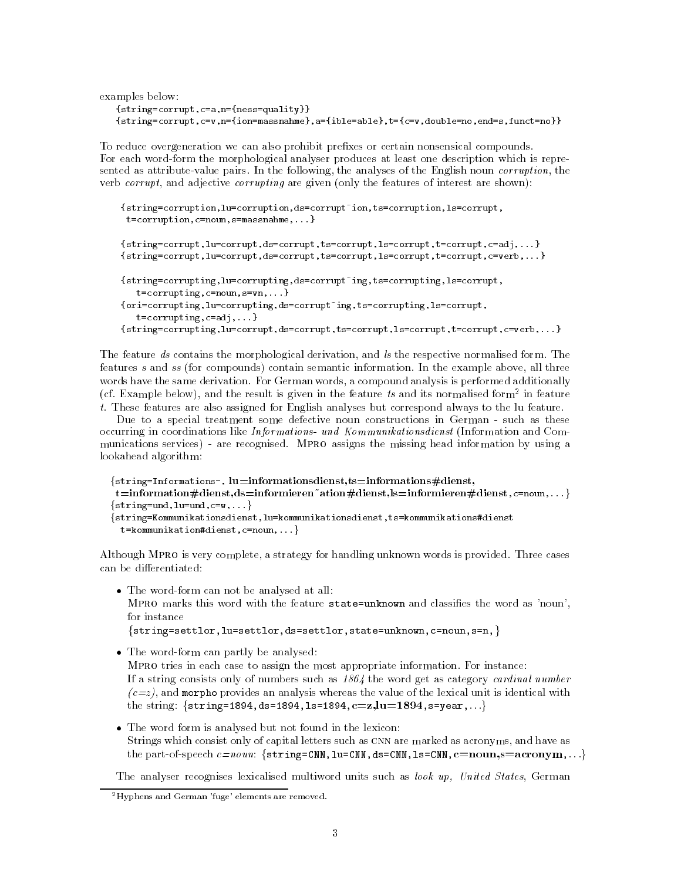examples below:

```
{string=corrupt,c=a,n={ness=quality}}
{string=corrupt,c=v,n={ion=massnahme},a={ible=able},t={c=v,double=no,end=s,funct=no}}
```

To reduce overgeneration we can also prohibit prefixes or certain nonsensical compounds.
For each word-form the morphological analyser produces at least one description which is represented as attribute-value pairs. In the following, the analyses of the English noun *corruption*, the verb *corrupt*, and adjective *corrupting* are given (only the features of interest are shown):

```
{string=corruption,lu=corruption,ds=corrupt~ion,ts=corruption,ls=corrupt,
 t=corruption,c=noun,s=massnahme,...}

{string=corrupt,lu=corrupt,ds=corrupt,ts=corrupt,ls=corrupt,t=corrupt,c=adj,...}
{string=corrupt,lu=corrupt,ds=corrupt,ts=corrupt,ls=corrupt,t=corrupt,c=verb,...}

{string=corrupting,lu=corrupting,ds=corrupt~ing,ts=corrupting,ls=corrupt,
   t=corrupting,c=noun,s=vn,...}
{ori=corrupting,lu=corrupting,ds=corrupt~ing,ts=corrupting,ls=corrupt,
   t=corrupting,c=adj,...}
{string=corrupting,lu=corrupt,ds=corrupt,ts=corrupt,ls=corrupt,t=corrupt,c=verb,...}
```

The feature *ds* contains the morphological derivation, and *ls* the respective normalised form. The features *s* and *ss* (for compounds) contain semantic information. In the example above, all three words have the same derivation. For German words, a compound analysis is performed additionally (cf. Example below), and the result is given in the feature *ts* and its normalised form[2] in feature *t*. These features are also assigned for English analyses but correspond always to the lu feature.

Due to a special treatment some defective noun constructions in German - such as these occurring in coordinations like *Informations- und Kommunikationsdienst* (Information and Communications services) - are recognised. MPRO assigns the missing head information by using a lookahead algorithm:

```
{string=Informations-, lu=informationsdienst,ts=informations#dienst,
 t=information#dienst,ds=informieren~ation#dienst,ls=informieren#dienst,c=noun,...}
{string=und,lu=und,c=w,...}
{string=Kommunikationsdienst,lu=kommunikationsdienst,ts=kommunikations#dienst
  t=kommunikation#dienst,c=noun,...}
```

Although MPRO is very complete, a strategy for handling unknown words is provided. Three cases can be differentiated:

- The word-form can not be analysed at all:
  MPRO marks this word with the feature `state=unknown` and classifies the word as 'noun', for instance
  `{string=settlor,lu=settlor,ds=settlor,state=unknown,c=noun,s=n,}`
- The word-form can partly be analysed:
  MPRO tries in each case to assign the most appropriate information. For instance:
  If a string consists only of numbers such as *1864* the word get as category *cardinal number (c=z)*, and `morpho` provides an analysis whereas the value of the lexical unit is identical with the string: `{string=1894,ds=1894,ls=1894,c=z,lu=1894,s=year,...}`
- The word form is analysed but not found in the lexicon:
  Strings which consist only of capital letters such as CNN are marked as acronyms, and have as the part-of-speech *c=noun*: `{string=CNN,lu=CNN,ds=CNN,ls=CNN,c=noun,s=acronym,...}`

The analyser recognises lexicalised multiword units such as *look up*, *United States*, German

[2] Hyphens and German 'fuge' elements are removed.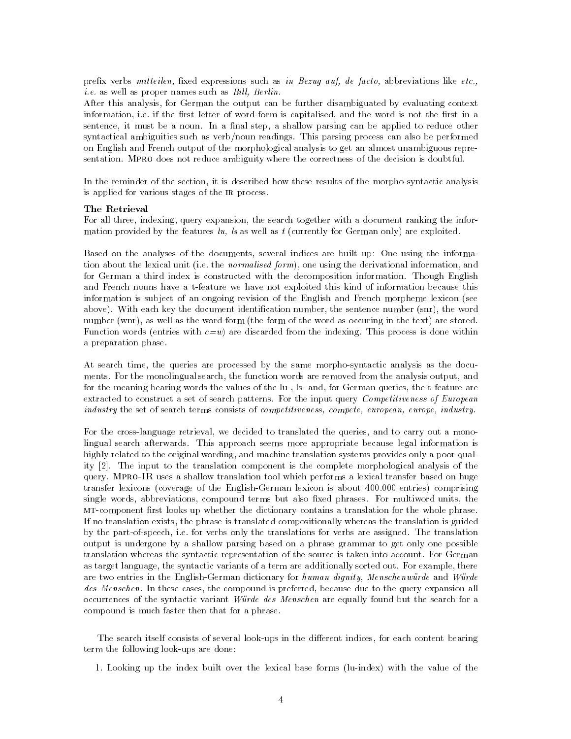prefix verbs *mitteilen*, fixed expressions such as *in Bezug auf, de facto*, abbreviations like *etc., i.e.* as well as proper names such as *Bill, Berlin*.
After this analysis, for German the output can be further disambiguated by evaluating context information, i.e. if the first letter of word-form is capitalised, and the word is not the first in a sentence, it must be a noun. In a final step, a shallow parsing can be applied to reduce other syntactical ambiguities such as verb/noun readings. This parsing process can also be performed on English and French output of the morphological analysis to get an almost unambiguous representation. MPRO does not reduce ambiguity where the correctness of the decision is doubtful.

In the reminder of the section, it is described how these results of the morpho-syntactic analysis is applied for various stages of the IR process.

**The Retrieval**
For all three, indexing, query expansion, the search together with a document ranking the information provided by the features *lu, ls* as well as *t* (currently for German only) are exploited.

Based on the analyses of the documents, several indices are built up: One using the information about the lexical unit (i.e. the *normalised form*), one using the derivational information, and for German a third index is constructed with the decomposition information. Though English and French nouns have a t-feature we have not exploited this kind of information because this information is subject of an ongoing revision of the English and French morpheme lexicon (see above). With each key the document identification number, the sentence number (snr), the word number (wnr), as well as the word-form (the form of the word as occuring in the text) are stored. Function words (entries with *c=w*) are discarded from the indexing. This process is done within a preparation phase.

At search time, the queries are processed by the same morpho-syntactic analysis as the documents. For the monolingual search, the function words are removed from the analysis output, and for the meaning bearing words the values of the lu-, ls- and, for German queries, the t-feature are extracted to construct a set of search patterns. For the input query *Competitiveness of European industry* the set of search terms consists of *competitiveness, compete, european, europe, industry*.

For the cross-language retrieval, we decided to translated the queries, and to carry out a monolingual search afterwards. This approach seems more appropriate because legal information is highly related to the original wording, and machine translation systems provides only a poor quality [2]. The input to the translation component is the complete morphological analysis of the query. MPRO-IR uses a shallow translation tool which performs a lexical transfer based on huge transfer lexicons (coverage of the English-German lexicon is about 400.000 entries) comprising single words, abbreviations, compound terms but also fixed phrases. For multiword units, the MT-component first looks up whether the dictionary contains a translation for the whole phrase. If no translation exists, the phrase is translated compositionally whereas the translation is guided by the part-of-speech, i.e. for verbs only the translations for verbs are assigned. The translation output is undergone by a shallow parsing based on a phrase grammar to get only one possible translation whereas the syntactic representation of the source is taken into account. For German as target language, the syntactic variants of a term are additionally sorted out. For example, there are two entries in the English-German dictionary for *human dignity*, *Menschenwürde* and *Würde des Menschen*. In these cases, the compound is preferred, because due to the query expansion all occurrences of the syntactic variant *Würde des Menschen* are equally found but the search for a compound is much faster then that for a phrase.

The search itself consists of several look-ups in the different indices, for each content bearing term the following look-ups are done:

1. Looking up the index built over the lexical base forms (lu-index) with the value of the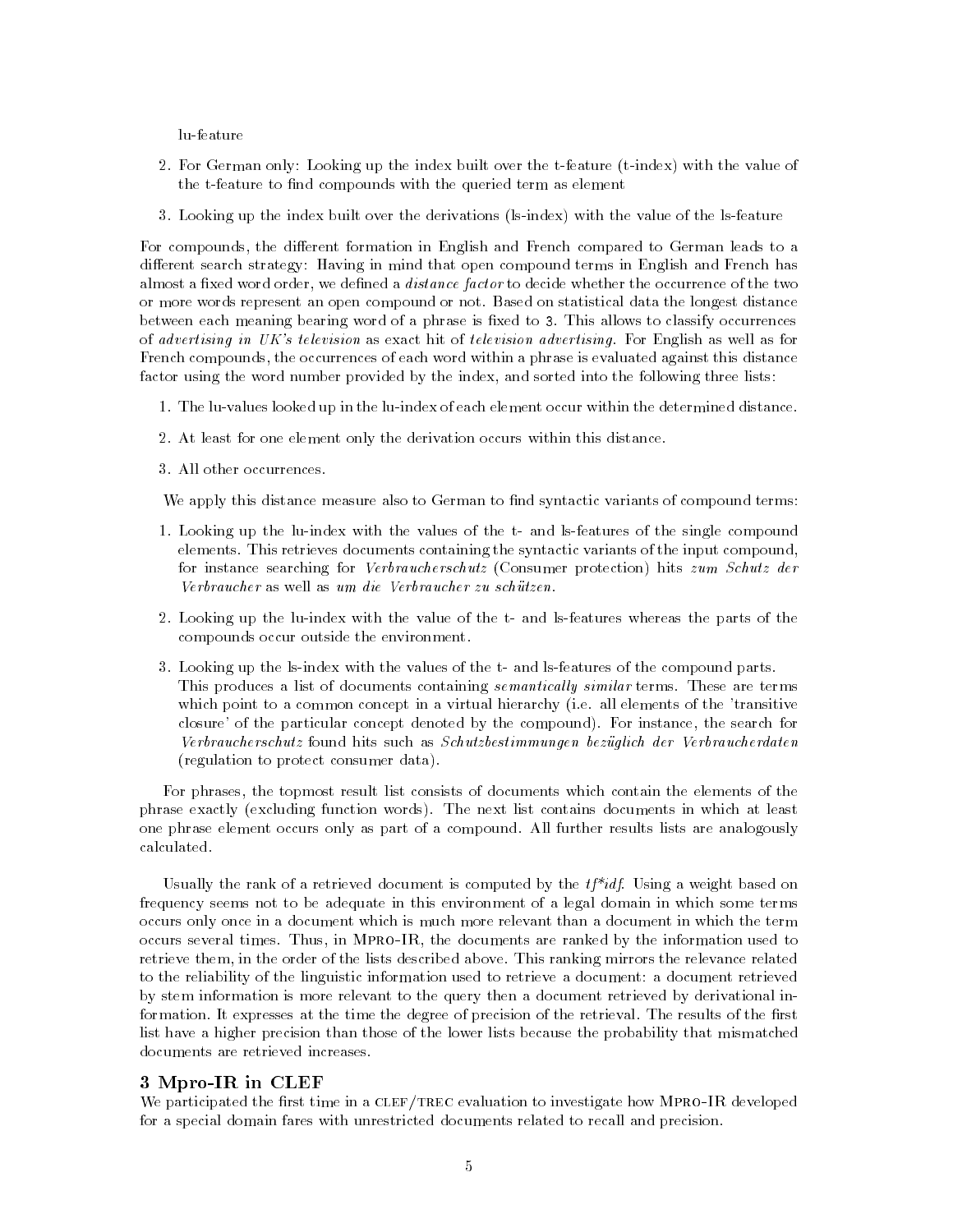lu-feature

2. For German only: Looking up the index built over the t-feature (t-index) with the value of the t-feature to find compounds with the queried term as element
3. Looking up the index built over the derivations (ls-index) with the value of the ls-feature

For compounds, the different formation in English and French compared to German leads to a different search strategy: Having in mind that open compound terms in English and French has almost a fixed word order, we defined a *distance factor* to decide whether the occurrence of the two or more words represent an open compound or not. Based on statistical data the longest distance between each meaning bearing word of a phrase is fixed to 3. This allows to classify occurrences of *advertising in UK's television* as exact hit of *television advertising*. For English as well as for French compounds, the occurrences of each word within a phrase is evaluated against this distance factor using the word number provided by the index, and sorted into the following three lists:

1. The lu-values looked up in the lu-index of each element occur within the determined distance.
2. At least for one element only the derivation occurs within this distance.
3. All other occurrences.

We apply this distance measure also to German to find syntactic variants of compound terms:

1. Looking up the lu-index with the values of the t- and ls-features of the single compound elements. This retrieves documents containing the syntactic variants of the input compound, for instance searching for *Verbraucherschutz* (Consumer protection) hits *zum Schutz der Verbraucher* as well as *um die Verbraucher zu schützen*.
2. Looking up the lu-index with the value of the t- and ls-features whereas the parts of the compounds occur outside the environment.
3. Looking up the ls-index with the values of the t- and ls-features of the compound parts. This produces a list of documents containing *semantically similar* terms. These are terms which point to a common concept in a virtual hierarchy (i.e. all elements of the 'transitive closure' of the particular concept denoted by the compound). For instance, the search for *Verbraucherschutz* found hits such as *Schutzbestimmungen bezüglich der Verbraucherdaten* (regulation to protect consumer data).

For phrases, the topmost result list consists of documents which contain the elements of the phrase exactly (excluding function words). The next list contains documents in which at least one phrase element occurs only as part of a compound. All further results lists are analogously calculated.

Usually the rank of a retrieved document is computed by the *tf\*idf*. Using a weight based on frequency seems not to be adequate in this environment of a legal domain in which some terms occurs only once in a document which is much more relevant than a document in which the term occurs several times. Thus, in MPRO-IR, the documents are ranked by the information used to retrieve them, in the order of the lists described above. This ranking mirrors the relevance related to the reliability of the linguistic information used to retrieve a document: a document retrieved by stem information is more relevant to the query then a document retrieved by derivational information. It expresses at the time the degree of precision of the retrieval. The results of the first list have a higher precision than those of the lower lists because the probability that mismatched documents are retrieved increases.

## 3 Mpro-IR in CLEF

We participated the first time in a CLEF/TREC evaluation to investigate how MPRO-IR developed for a special domain fares with unrestricted documents related to recall and precision.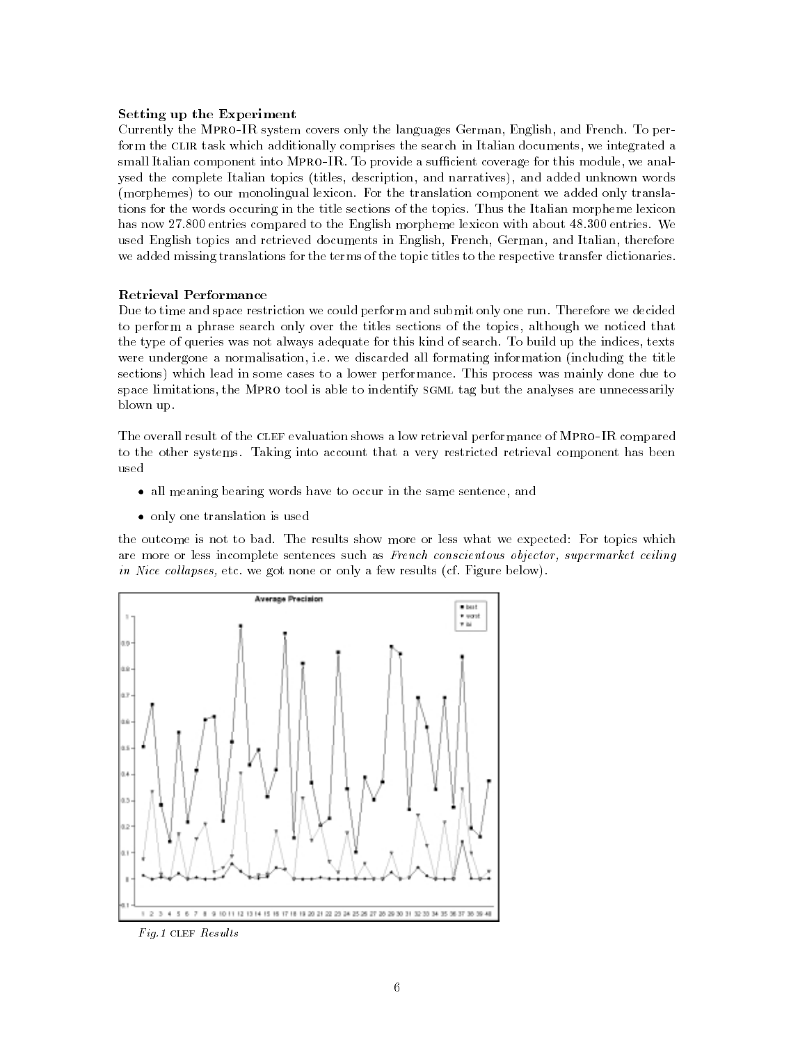**Setting up the Experiment**

Currently the Mpro-IR system covers only the languages German, English, and French. To perform the clir task which additionally comprises the search in Italian documents, we integrated a small Italian component into Mpro-IR. To provide a sufficient coverage for this module, we analysed the complete Italian topics (titles, description, and narratives), and added unknown words (morphemes) to our monolingual lexicon. For the translation component we added only translations for the words occuring in the title sections of the topics. Thus the Italian morpheme lexicon has now 27.800 entries compared to the English morpheme lexicon with about 48.300 entries. We used English topics and retrieved documents in English, French, German, and Italian, therefore we added missing translations for the terms of the topic titles to the respective transfer dictionaries.

**Retrieval Performance**

Due to time and space restriction we could perform and submit only one run. Therefore we decided to perform a phrase search only over the titles sections of the topics, although we noticed that the type of queries was not always adequate for this kind of search. To build up the indices, texts were undergone a normalisation, i.e. we discarded all formating information (including the title sections) which lead in some cases to a lower performance. This process was mainly done due to space limitations, the Mpro tool is able to indentify sgml tag but the analyses are unnecessarily blown up.

The overall result of the clef evaluation shows a low retrieval performance of Mpro-IR compared to the other systems. Taking into account that a very restricted retrieval component has been used

- all meaning bearing words have to occur in the same sentence, and
- only one translation is used

the outcome is not to bad. The results show more or less what we expected: For topics which are more or less incomplete sentences such as *French conscientous objector, supermarket ceiling in Nice collapses,* etc. we got none or only a few results (cf. Figure below).

*Fig.1* clef *Results*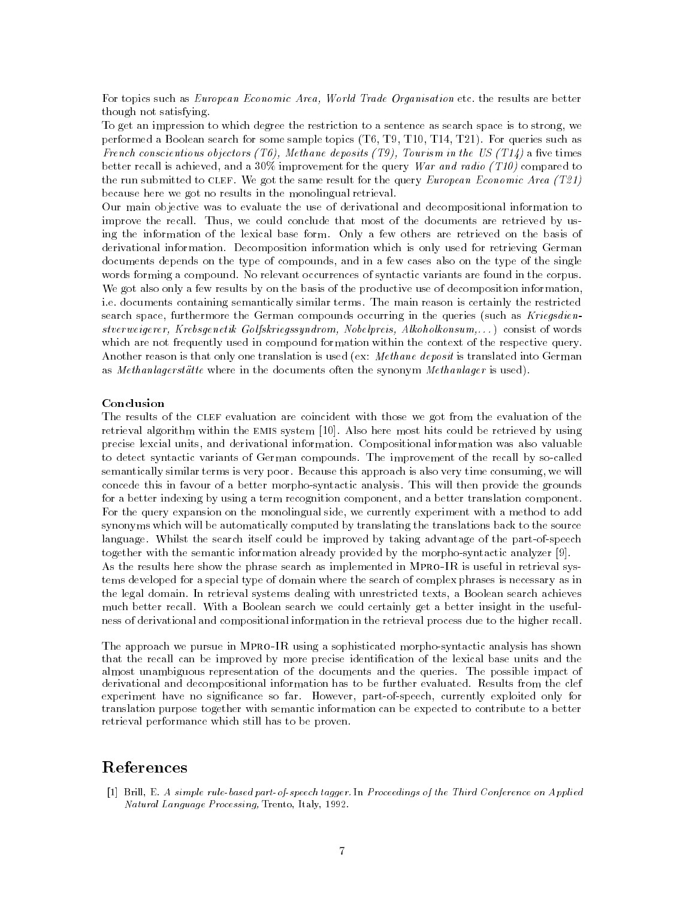For topics such as *European Economic Area, World Trade Organisation* etc. the results are better though not satisfying.

To get an impression to which degree the restriction to a sentence as search space is to strong, we performed a Boolean search for some sample topics (T6, T9, T10, T14, T21). For queries such as *French conscientious objectors (T6), Methane deposits (T9), Tourism in the US (T14)* a five times better recall is achieved, and a 30% improvement for the query *War and radio (T10)* compared to the run submitted to CLEF. We got the same result for the query *European Economic Area (T21)* because here we got no results in the monolingual retrieval.

Our main objective was to evaluate the use of derivational and decompositional information to improve the recall. Thus, we could conclude that most of the documents are retrieved by using the information of the lexical base form. Only a few others are retrieved on the basis of derivational information. Decomposition information which is only used for retrieving German documents depends on the type of compounds, and in a few cases also on the type of the single words forming a compound. No relevant occurrences of syntactic variants are found in the corpus. We got also only a few results by on the basis of the productive use of decomposition information, i.e. documents containing semantically similar terms. The main reason is certainly the restricted search space, furthermore the German compounds occurring in the queries (such as *Kriegsdienstverweigerer, Krebsgenetik Golfskriegssyndrom, Nobelpreis, Alkoholkonsum,...*) consist of words which are not frequently used in compound formation within the context of the respective query. Another reason is that only one translation is used (ex: *Methane deposit* is translated into German as *Methanlagerstätte* where in the documents often the synonym *Methanlager* is used).

**Conclusion**

The results of the CLEF evaluation are coincident with those we got from the evaluation of the retrieval algorithm within the EMIS system [10]. Also here most hits could be retrieved by using precise lexcial units, and derivational information. Compositional information was also valuable to detect syntactic variants of German compounds. The improvement of the recall by so-called semantically similar terms is very poor. Because this approach is also very time consuming, we will concede this in favour of a better morpho-syntactic analysis. This will then provide the grounds for a better indexing by using a term recognition component, and a better translation component. For the query expansion on the monolingual side, we currently experiment with a method to add synonyms which will be automatically computed by translating the translations back to the source language. Whilst the search itself could be improved by taking advantage of the part-of-speech together with the semantic information already provided by the morpho-syntactic analyzer [9].

As the results here show the phrase search as implemented in MPRO-IR is useful in retrieval systems developed for a special type of domain where the search of complex phrases is necessary as in the legal domain. In retrieval systems dealing with unrestricted texts, a Boolean search achieves much better recall. With a Boolean search we could certainly get a better insight in the usefulness of derivational and compositional information in the retrieval process due to the higher recall.

The approach we pursue in MPRO-IR using a sophisticated morpho-syntactic analysis has shown that the recall can be improved by more precise identification of the lexical base units and the almost unambiguous representation of the documents and the queries. The possible impact of derivational and decompositional information has to be further evaluated. Results from the clef experiment have no significance so far. However, part-of-speech, currently exploited only for translation purpose together with semantic information can be expected to contribute to a better retrieval performance which still has to be proven.

# References

[1] Brill, E. *A simple rule-based part-of-speech tagger.* In *Proceedings of the Third Conference on Applied Natural Language Processing,* Trento, Italy, 1992.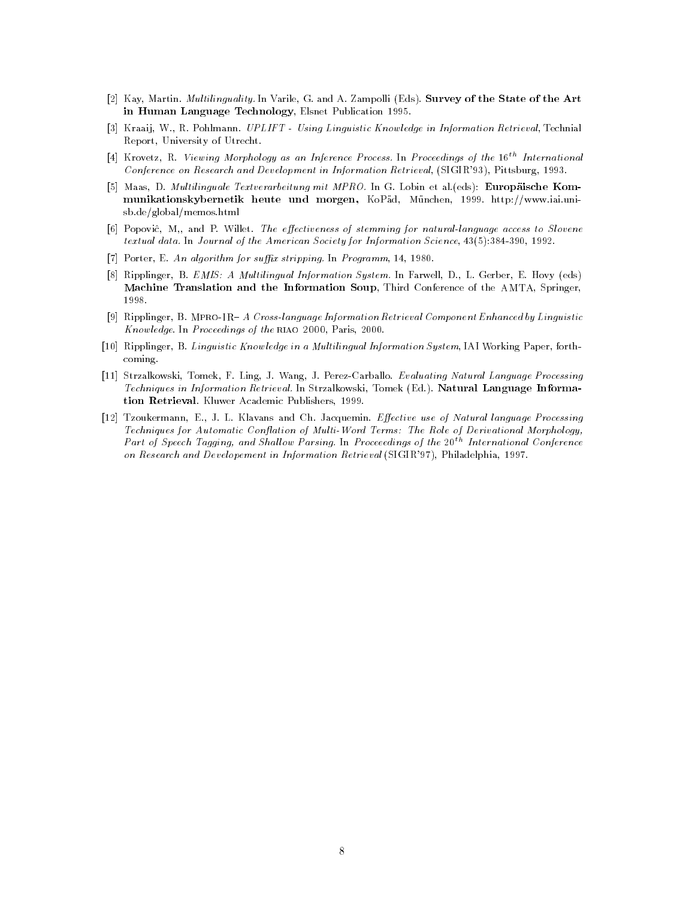[2] Kay, Martin. *Multilinguality.* In Varile, G. and A. Zampolli (Eds). **Survey of the State of the Art in Human Language Technology**, Elsnet Publication 1995.

[3] Kraaij, W., R. Pohlmann. *UPLIFT - Using Linguistic Knowledge in Information Retrieval*, Technial Report, University of Utrecht.

[4] Krovetz, R. *Viewing Morphology as an Inference Process.* In *Proceedings of the* $16^{th}$ *International Conference on Research and Development in Information Retrieval*, (SIGIR'93), Pittsburg, 1993.

[5] Maas, D. *Multilinguale Textverarbeitung mit MPRO.* In G. Lobin et al.(eds): **Europäische Kommunikationskybernetik heute und morgen,** KoPäd, München, 1999. http://www.iai.uni-sb.de/global/memos.html

[6] Popoviĉ, M,, and P. Willet. *The effectiveness of stemming for natural-language access to Slovene textual data.* In *Journal of the American Society for Information Science*, 43(5):384-390, 1992.

[7] Porter, E. *An algorithm for suffix stripping.* In *Programm*, 14, 1980.

[8] Ripplinger, B. *EMIS: A Multilingual Information System.* In Farwell, D., L. Gerber, E. Hovy (eds) **Machine Translation and the Information Soup**, Third Conference of the AMTA, Springer, 1998.

[9] Ripplinger, B. MPRO-IR– *A Cross-language Information Retrieval Component Enhanced by Linguistic Knowledge.* In *Proceedings of the* RIAO 2000, Paris, 2000.

[10] Ripplinger, B. *Linguistic Knowledge in a Multilingual Information System*, IAI Working Paper, forthcoming.

[11] Strzalkowski, Tomek, F. Ling, J. Wang, J. Perez-Carballo. *Evaluating Natural Language Processing Techniques in Information Retrieval.* In Strzalkowski, Tomek (Ed.). **Natural Language Information Retrieval**. Kluwer Academic Publishers, 1999.

[12] Tzoukermann, E., J. L. Klavans and Ch. Jacquemin. *Effective use of Natural language Processing Techniques for Automatic Conflation of Multi-Word Terms: The Role of Derivational Morphology, Part of Speech Tagging, and Shallow Parsing.* In *Proceeedings of the* $20^{th}$ *International Conference on Research and Developement in Information Retrieval* (SIGIR'97), Philadelphia, 1997.